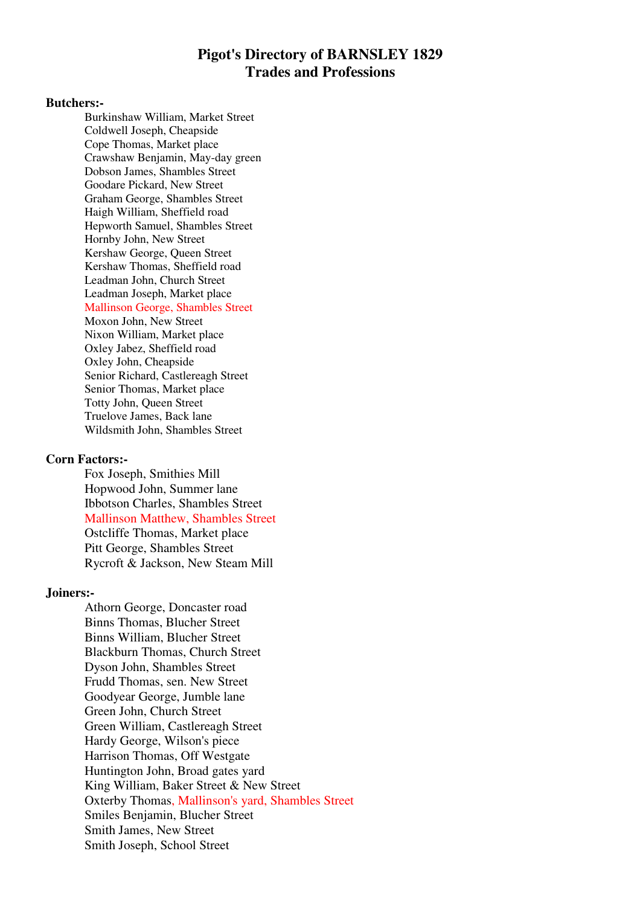# Pigot's Directory of BARNSLEY 1829
## Trades and Professions

**Butchers:-**

Burkinshaw William, Market Street
Coldwell Joseph, Cheapside
Cope Thomas, Market place
Crawshaw Benjamin, May-day green
Dobson James, Shambles Street
Goodare Pickard, New Street
Graham George, Shambles Street
Haigh William, Sheffield road
Hepworth Samuel, Shambles Street
Hornby John, New Street
Kershaw George, Queen Street
Kershaw Thomas, Sheffield road
Leadman John, Church Street
Leadman Joseph, Market place
Mallinson George, Shambles Street
Moxon John, New Street
Nixon William, Market place
Oxley Jabez, Sheffield road
Oxley John, Cheapside
Senior Richard, Castlereagh Street
Senior Thomas, Market place
Totty John, Queen Street
Truelove James, Back lane
Wildsmith John, Shambles Street

**Corn Factors:-**

Fox Joseph, Smithies Mill
Hopwood John, Summer lane
Ibbotson Charles, Shambles Street
Mallinson Matthew, Shambles Street
Ostcliffe Thomas, Market place
Pitt George, Shambles Street
Rycroft & Jackson, New Steam Mill

**Joiners:-**

Athorn George, Doncaster road
Binns Thomas, Blucher Street
Binns William, Blucher Street
Blackburn Thomas, Church Street
Dyson John, Shambles Street
Frudd Thomas, sen. New Street
Goodyear George, Jumble lane
Green John, Church Street
Green William, Castlereagh Street
Hardy George, Wilson's piece
Harrison Thomas, Off Westgate
Huntington John, Broad gates yard
King William, Baker Street & New Street
Oxterby Thomas, Mallinson's yard, Shambles Street
Smiles Benjamin, Blucher Street
Smith James, New Street
Smith Joseph, School Street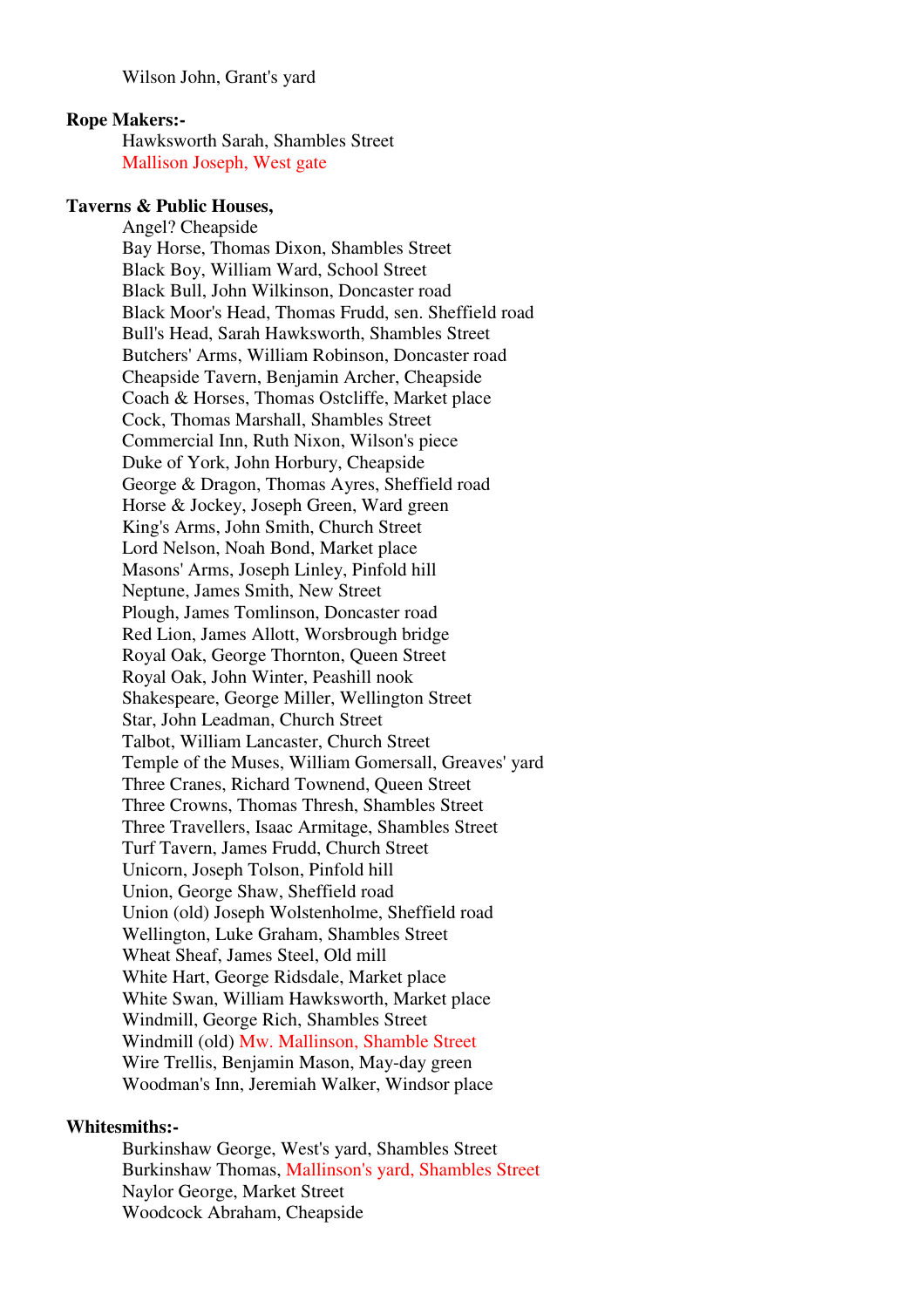Wilson John, Grant's yard

**Rope Makers:-**

Hawksworth Sarah, Shambles Street
Mallison Joseph, West gate

**Taverns & Public Houses,**

Angel? Cheapside
Bay Horse, Thomas Dixon, Shambles Street
Black Boy, William Ward, School Street
Black Bull, John Wilkinson, Doncaster road
Black Moor's Head, Thomas Frudd, sen. Sheffield road
Bull's Head, Sarah Hawksworth, Shambles Street
Butchers' Arms, William Robinson, Doncaster road
Cheapside Tavern, Benjamin Archer, Cheapside
Coach & Horses, Thomas Ostcliffe, Market place
Cock, Thomas Marshall, Shambles Street
Commercial Inn, Ruth Nixon, Wilson's piece
Duke of York, John Horbury, Cheapside
George & Dragon, Thomas Ayres, Sheffield road
Horse & Jockey, Joseph Green, Ward green
King's Arms, John Smith, Church Street
Lord Nelson, Noah Bond, Market place
Masons' Arms, Joseph Linley, Pinfold hill
Neptune, James Smith, New Street
Plough, James Tomlinson, Doncaster road
Red Lion, James Allott, Worsbrough bridge
Royal Oak, George Thornton, Queen Street
Royal Oak, John Winter, Peashill nook
Shakespeare, George Miller, Wellington Street
Star, John Leadman, Church Street
Talbot, William Lancaster, Church Street
Temple of the Muses, William Gomersall, Greaves' yard
Three Cranes, Richard Townend, Queen Street
Three Crowns, Thomas Thresh, Shambles Street
Three Travellers, Isaac Armitage, Shambles Street
Turf Tavern, James Frudd, Church Street
Unicorn, Joseph Tolson, Pinfold hill
Union, George Shaw, Sheffield road
Union (old) Joseph Wolstenholme, Sheffield road
Wellington, Luke Graham, Shambles Street
Wheat Sheaf, James Steel, Old mill
White Hart, George Ridsdale, Market place
White Swan, William Hawksworth, Market place
Windmill, George Rich, Shambles Street
Windmill (old) Mw. Mallinson, Shamble Street
Wire Trellis, Benjamin Mason, May-day green
Woodman's Inn, Jeremiah Walker, Windsor place

**Whitesmiths:-**

Burkinshaw George, West's yard, Shambles Street
Burkinshaw Thomas, Mallinson's yard, Shambles Street
Naylor George, Market Street
Woodcock Abraham, Cheapside